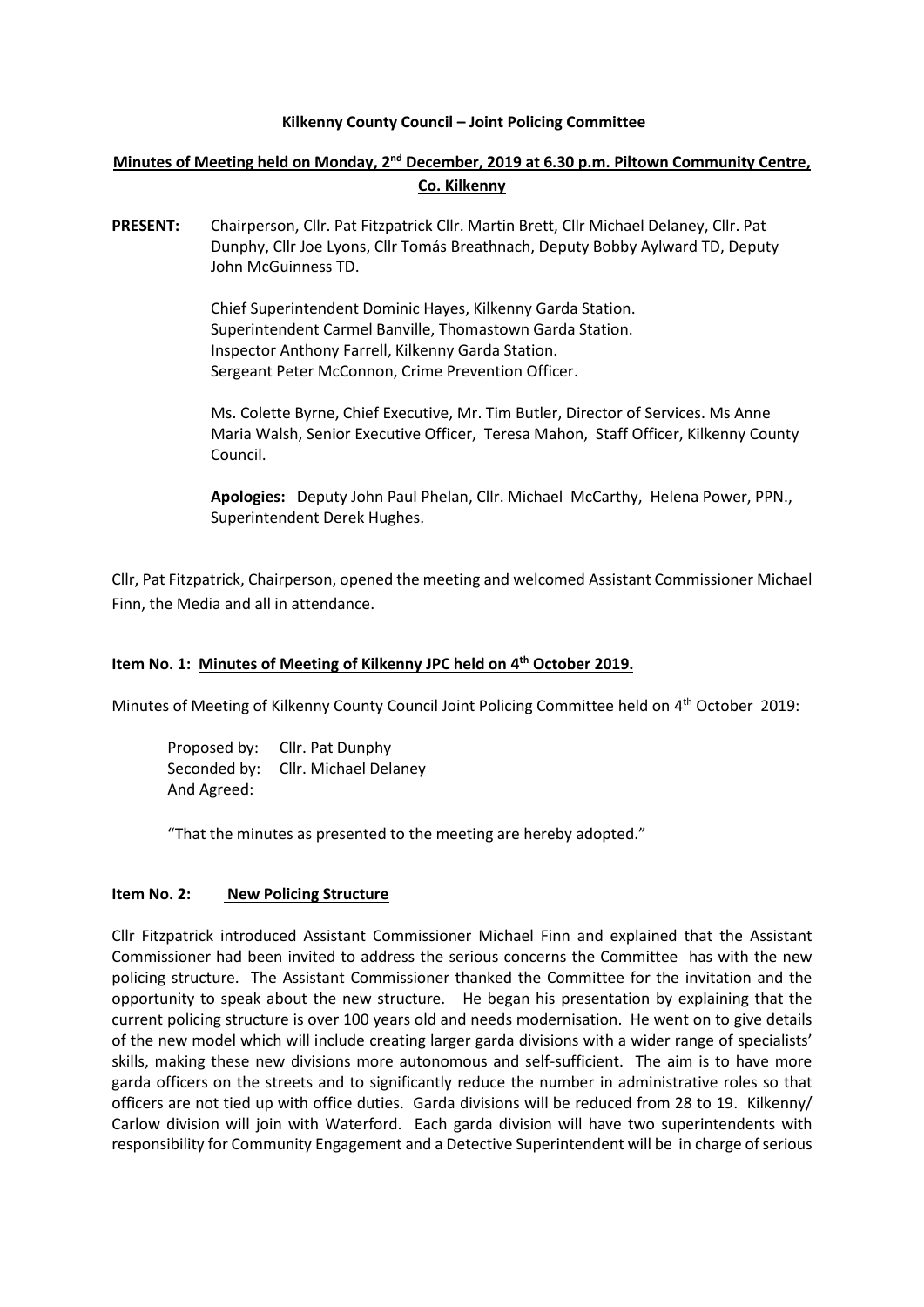**Kilkenny County Council – Joint Policing Committee**

**Minutes of Meeting held on Monday, 2nd December, 2019 at 6.30 p.m. Piltown Community Centre, Co. Kilkenny**

**PRESENT:** Chairperson, Cllr. Pat Fitzpatrick Cllr. Martin Brett, Cllr Michael Delaney, Cllr. Pat Dunphy, Cllr Joe Lyons, Cllr Tomás Breathnach, Deputy Bobby Aylward TD, Deputy John McGuinness TD.

Chief Superintendent Dominic Hayes, Kilkenny Garda Station.
Superintendent Carmel Banville, Thomastown Garda Station.
Inspector Anthony Farrell, Kilkenny Garda Station.
Sergeant Peter McConnon, Crime Prevention Officer.

Ms. Colette Byrne, Chief Executive, Mr. Tim Butler, Director of Services. Ms Anne Maria Walsh, Senior Executive Officer, Teresa Mahon, Staff Officer, Kilkenny County Council.

**Apologies:** Deputy John Paul Phelan, Cllr. Michael McCarthy, Helena Power, PPN., Superintendent Derek Hughes.

Cllr, Pat Fitzpatrick, Chairperson, opened the meeting and welcomed Assistant Commissioner Michael Finn, the Media and all in attendance.

**Item No. 1: Minutes of Meeting of Kilkenny JPC held on 4th October 2019.**

Minutes of Meeting of Kilkenny County Council Joint Policing Committee held on 4th October 2019:

Proposed by: Cllr. Pat Dunphy
Seconded by: Cllr. Michael Delaney
And Agreed:

"That the minutes as presented to the meeting are hereby adopted."

**Item No. 2: New Policing Structure**

Cllr Fitzpatrick introduced Assistant Commissioner Michael Finn and explained that the Assistant Commissioner had been invited to address the serious concerns the Committee has with the new policing structure. The Assistant Commissioner thanked the Committee for the invitation and the opportunity to speak about the new structure. He began his presentation by explaining that the current policing structure is over 100 years old and needs modernisation. He went on to give details of the new model which will include creating larger garda divisions with a wider range of specialists' skills, making these new divisions more autonomous and self-sufficient. The aim is to have more garda officers on the streets and to significantly reduce the number in administrative roles so that officers are not tied up with office duties. Garda divisions will be reduced from 28 to 19. Kilkenny/ Carlow division will join with Waterford. Each garda division will have two superintendents with responsibility for Community Engagement and a Detective Superintendent will be in charge of serious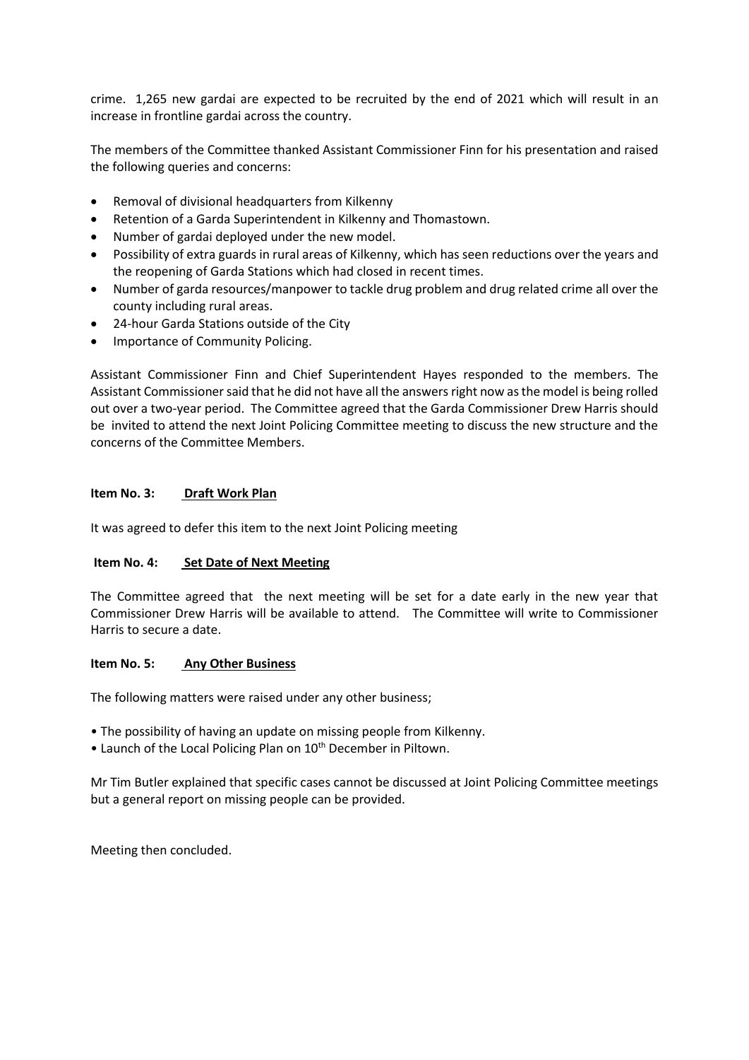crime. 1,265 new gardai are expected to be recruited by the end of 2021 which will result in an increase in frontline gardai across the country.

The members of the Committee thanked Assistant Commissioner Finn for his presentation and raised the following queries and concerns:

- Removal of divisional headquarters from Kilkenny
- Retention of a Garda Superintendent in Kilkenny and Thomastown.
- Number of gardai deployed under the new model.
- Possibility of extra guards in rural areas of Kilkenny, which has seen reductions over the years and the reopening of Garda Stations which had closed in recent times.
- Number of garda resources/manpower to tackle drug problem and drug related crime all over the county including rural areas.
- 24-hour Garda Stations outside of the City
- Importance of Community Policing.

Assistant Commissioner Finn and Chief Superintendent Hayes responded to the members. The Assistant Commissioner said that he did not have all the answers right now as the model is being rolled out over a two-year period. The Committee agreed that the Garda Commissioner Drew Harris should be invited to attend the next Joint Policing Committee meeting to discuss the new structure and the concerns of the Committee Members.

**Item No. 3: Draft Work Plan**

It was agreed to defer this item to the next Joint Policing meeting

**Item No. 4: Set Date of Next Meeting**

The Committee agreed that the next meeting will be set for a date early in the new year that Commissioner Drew Harris will be available to attend. The Committee will write to Commissioner Harris to secure a date.

**Item No. 5: Any Other Business**

The following matters were raised under any other business;

- The possibility of having an update on missing people from Kilkenny.
- Launch of the Local Policing Plan on 10th December in Piltown.

Mr Tim Butler explained that specific cases cannot be discussed at Joint Policing Committee meetings but a general report on missing people can be provided.

Meeting then concluded.